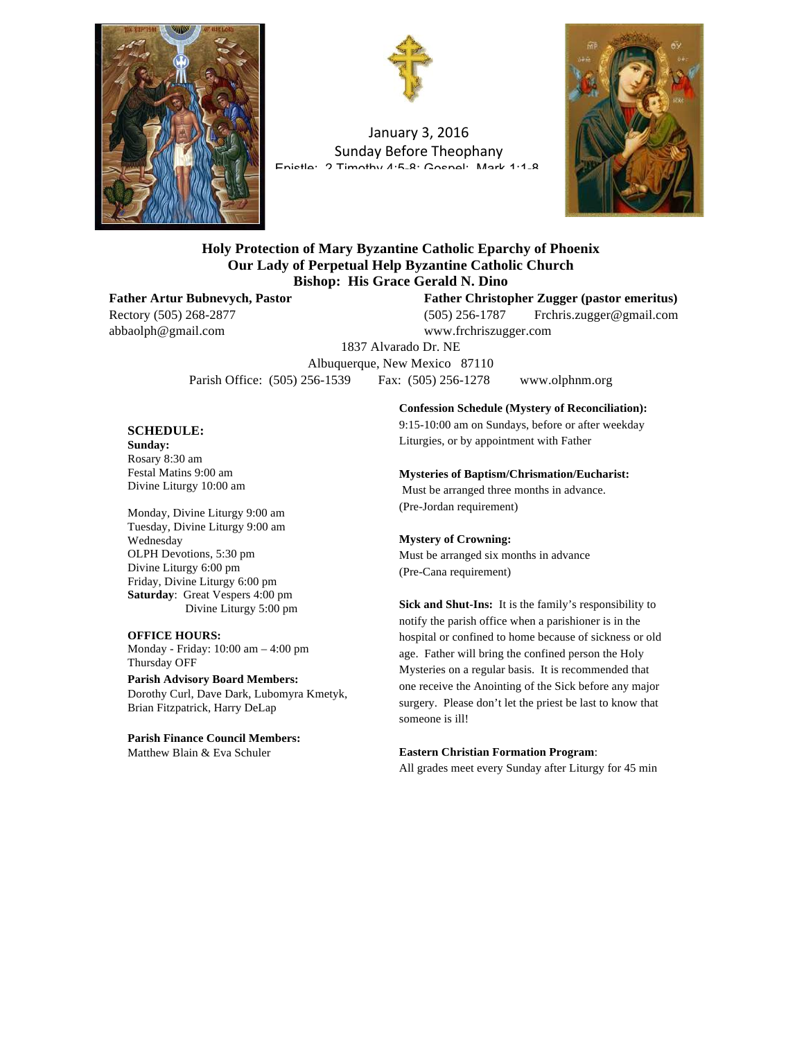January 3, 2016
Sunday Before Theophany
Epistle: 2 Timothy 4:5-8; Gospel: Mark 1:1-8

**Holy Protection of Mary Byzantine Catholic Eparchy of Phoenix**
**Our Lady of Perpetual Help Byzantine Catholic Church**
**Bishop: His Grace Gerald N. Dino**

**Father Artur Bubnevych, Pastor**
Rectory (505) 268-2877
abbaolph@gmail.com

**Father Christopher Zugger (pastor emeritus)**
(505) 256-1787 Frchris.zugger@gmail.com
www.frchriszugger.com

1837 Alvarado Dr. NE
Albuquerque, New Mexico 87110
Parish Office: (505) 256-1539 Fax: (505) 256-1278 www.olphnm.org

**SCHEDULE:**

**Sunday:**
Rosary 8:30 am
Festal Matins 9:00 am
Divine Liturgy 10:00 am

Monday, Divine Liturgy 9:00 am
Tuesday, Divine Liturgy 9:00 am
Wednesday
OLPH Devotions, 5:30 pm
Divine Liturgy 6:00 pm
Friday, Divine Liturgy 6:00 pm
**Saturday**: Great Vespers 4:00 pm
Divine Liturgy 5:00 pm

**OFFICE HOURS:**
Monday - Friday: 10:00 am – 4:00 pm
Thursday OFF

**Parish Advisory Board Members:**
Dorothy Curl, Dave Dark, Lubomyra Kmetyk, Brian Fitzpatrick, Harry DeLap

**Parish Finance Council Members:**
Matthew Blain & Eva Schuler

**Confession Schedule (Mystery of Reconciliation):**
9:15-10:00 am on Sundays, before or after weekday Liturgies, or by appointment with Father

**Mysteries of Baptism/Chrismation/Eucharist:**
Must be arranged three months in advance.
(Pre-Jordan requirement)

**Mystery of Crowning:**
Must be arranged six months in advance
(Pre-Cana requirement)

**Sick and Shut-Ins:** It is the family's responsibility to notify the parish office when a parishioner is in the hospital or confined to home because of sickness or old age. Father will bring the confined person the Holy Mysteries on a regular basis. It is recommended that one receive the Anointing of the Sick before any major surgery. Please don't let the priest be last to know that someone is ill!

**Eastern Christian Formation Program**:
All grades meet every Sunday after Liturgy for 45 min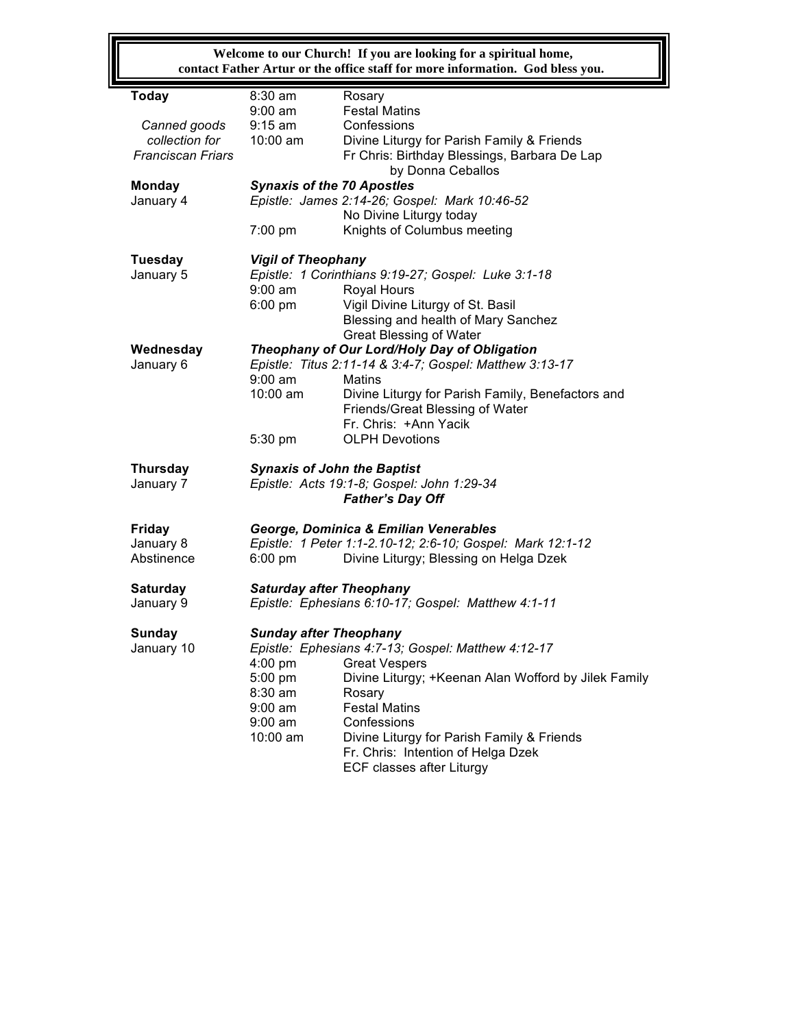**Welcome to our Church! If you are looking for a spiritual home, contact Father Artur or the office staff for more information. God bless you.**

| | | |
|---|---|---|
| **Today** | 8:30 am | Rosary |
| | 9:00 am | Festal Matins |
| *Canned goods* | 9:15 am | Confessions |
| *collection for* | 10:00 am | Divine Liturgy for Parish Family & Friends |
| *Franciscan Friars* | | Fr Chris: Birthday Blessings, Barbara De Lap by Donna Ceballos |
| **Monday** | ***Synaxis of the 70 Apostles*** | |
| January 4 | *Epistle: James 2:14-26; Gospel: Mark 10:46-52* | |
| | | No Divine Liturgy today |
| | 7:00 pm | Knights of Columbus meeting |
| **Tuesday** | ***Vigil of Theophany*** | |
| January 5 | *Epistle: 1 Corinthians 9:19-27; Gospel: Luke 3:1-18* | |
| | 9:00 am | Royal Hours |
| | 6:00 pm | Vigil Divine Liturgy of St. Basil |
| | | Blessing and health of Mary Sanchez |
| | | Great Blessing of Water |
| **Wednesday** | ***Theophany of Our Lord/Holy Day of Obligation*** | |
| January 6 | *Epistle: Titus 2:11-14 & 3:4-7; Gospel: Matthew 3:13-17* | |
| | 9:00 am | Matins |
| | 10:00 am | Divine Liturgy for Parish Family, Benefactors and Friends/Great Blessing of Water |
| | | Fr. Chris: +Ann Yacik |
| | 5:30 pm | OLPH Devotions |
| **Thursday** | ***Synaxis of John the Baptist*** | |
| January 7 | *Epistle: Acts 19:1-8; Gospel: John 1:29-34* | |
| | | ***Father's Day Off*** |
| **Friday** | ***George, Dominica & Emilian Venerables*** | |
| January 8 | *Epistle: 1 Peter 1:1-2.10-12; 2:6-10; Gospel: Mark 12:1-12* | |
| Abstinence | 6:00 pm | Divine Liturgy; Blessing on Helga Dzek |
| **Saturday** | ***Saturday after Theophany*** | |
| January 9 | *Epistle: Ephesians 6:10-17; Gospel: Matthew 4:1-11* | |
| **Sunday** | ***Sunday after Theophany*** | |
| January 10 | *Epistle: Ephesians 4:7-13; Gospel: Matthew 4:12-17* | |
| | 4:00 pm | Great Vespers |
| | 5:00 pm | Divine Liturgy; +Keenan Alan Wofford by Jilek Family |
| | 8:30 am | Rosary |
| | 9:00 am | Festal Matins |
| | 9:00 am | Confessions |
| | 10:00 am | Divine Liturgy for Parish Family & Friends |
| | | Fr. Chris: Intention of Helga Dzek |
| | | ECF classes after Liturgy |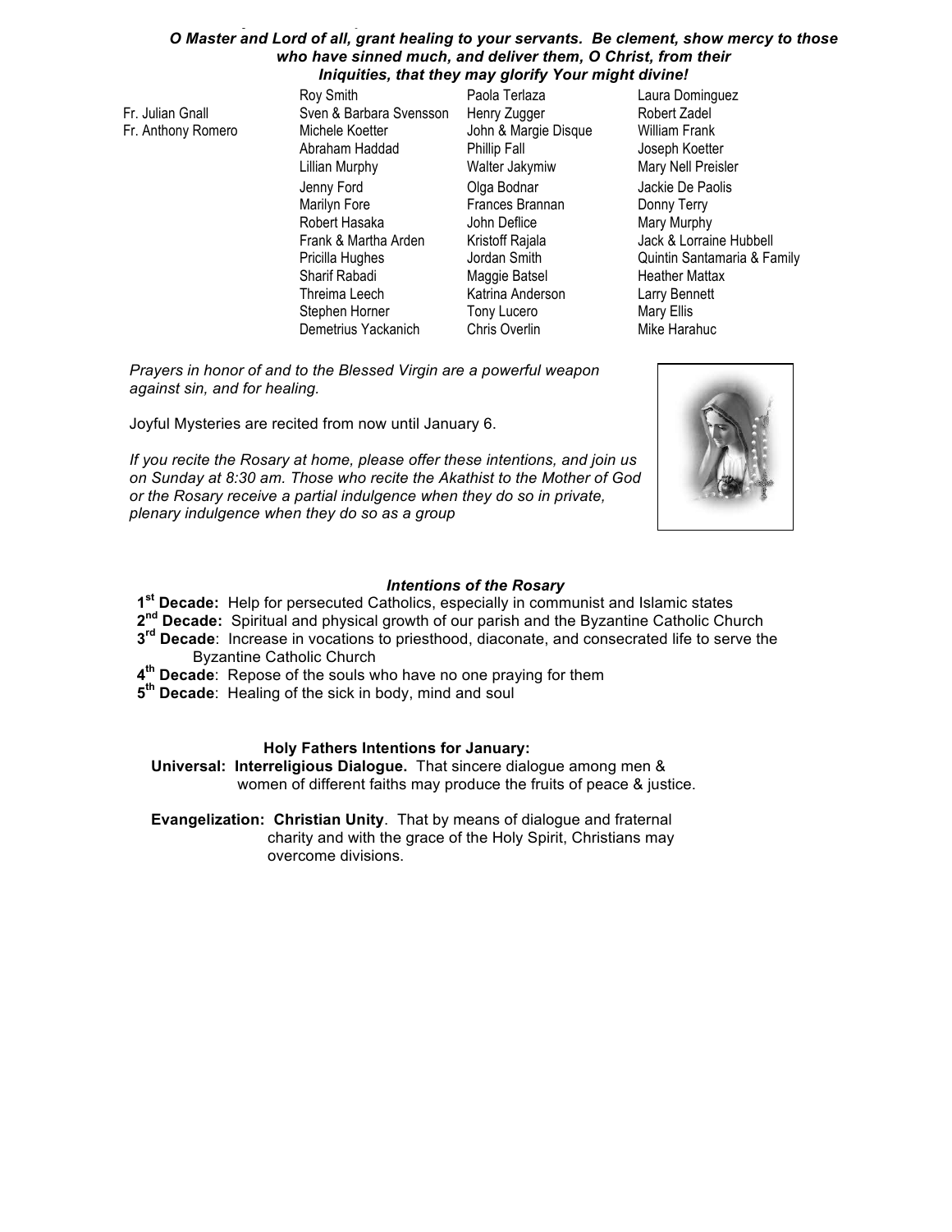***O Master and Lord of all, grant healing to your servants. Be clement, show mercy to those who have sinned much, and deliver them, O Christ, from their Iniquities, that they may glorify Your might divine!***

| | | | |
|---|---|---|---|
| | Roy Smith | Paola Terlaza | Laura Dominguez |
| Fr. Julian Gnall | Sven & Barbara Svensson | Henry Zugger | Robert Zadel |
| Fr. Anthony Romero | Michele Koetter | John & Margie Disque | William Frank |
| | Abraham Haddad | Phillip Fall | Joseph Koetter |
| | Lillian Murphy | Walter Jakymiw | Mary Nell Preisler |
| | Jenny Ford | Olga Bodnar | Jackie De Paolis |
| | Marilyn Fore | Frances Brannan | Donny Terry |
| | Robert Hasaka | John Deflice | Mary Murphy |
| | Frank & Martha Arden | Kristoff Rajala | Jack & Lorraine Hubbell |
| | Pricilla Hughes | Jordan Smith | Quintin Santamaria & Family |
| | Sharif Rabadi | Maggie Batsel | Heather Mattax |
| | Threima Leech | Katrina Anderson | Larry Bennett |
| | Stephen Horner | Tony Lucero | Mary Ellis |
| | Demetrius Yackanich | Chris Overlin | Mike Harahuc |

*Prayers in honor of and to the Blessed Virgin are a powerful weapon against sin, and for healing.*

Joyful Mysteries are recited from now until January 6.

*If you recite the Rosary at home, please offer these intentions, and join us on Sunday at 8:30 am. Those who recite the Akathist to the Mother of God or the Rosary receive a partial indulgence when they do so in private, plenary indulgence when they do so as a group*

***Intentions of the Rosary***

1st **Decade:** Help for persecuted Catholics, especially in communist and Islamic states
2nd **Decade:** Spiritual and physical growth of our parish and the Byzantine Catholic Church
3rd **Decade**: Increase in vocations to priesthood, diaconate, and consecrated life to serve the Byzantine Catholic Church
4th **Decade**: Repose of the souls who have no one praying for them
5th **Decade**: Healing of the sick in body, mind and soul

**Holy Fathers Intentions for January:**

**Universal: Interreligious Dialogue.** That sincere dialogue among men & women of different faiths may produce the fruits of peace & justice.

**Evangelization: Christian Unity**. That by means of dialogue and fraternal charity and with the grace of the Holy Spirit, Christians may overcome divisions.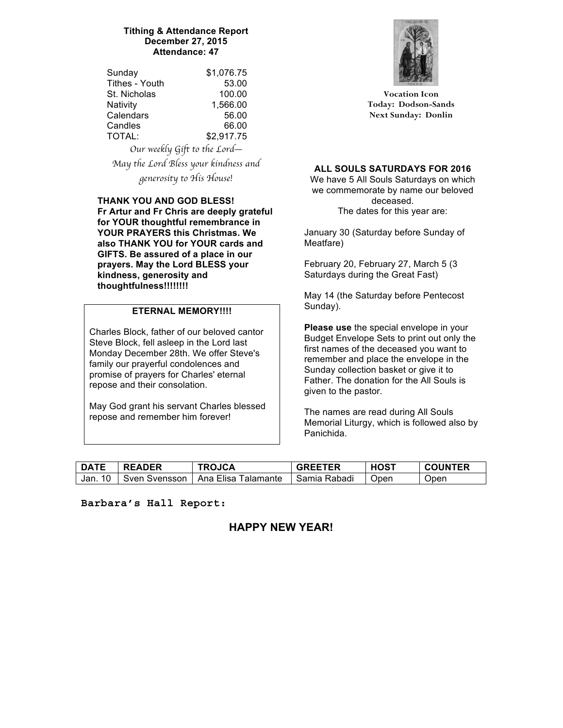**Tithing & Attendance Report**
**December 27, 2015**
**Attendance: 47**

| | |
|---|---|
| Sunday | $1,076.75 |
| Tithes - Youth | 53.00 |
| St. Nicholas | 100.00 |
| Nativity | 1,566.00 |
| Calendars | 56.00 |
| Candles | 66.00 |
| TOTAL: | $2,917.75 |

*Our weekly Gift to the Lord—*
*May the Lord Bless your kindness and generosity to His House!*

**THANK YOU AND GOD BLESS!**
**Fr Artur and Fr Chris are deeply grateful for YOUR thoughtful remembrance in YOUR PRAYERS this Christmas. We also THANK YOU for YOUR cards and GIFTS. Be assured of a place in our prayers. May the Lord BLESS your kindness, generosity and thoughtfulness!!!!!!!!**

**ETERNAL MEMORY!!!!**

Charles Block, father of our beloved cantor Steve Block, fell asleep in the Lord last Monday December 28th. We offer Steve's family our prayerful condolences and promise of prayers for Charles' eternal repose and their consolation.

May God grant his servant Charles blessed repose and remember him forever!

**Vocation Icon**
**Today: Dodson-Sands**
**Next Sunday: Donlin**

**ALL SOULS SATURDAYS FOR 2016**

We have 5 All Souls Saturdays on which we commemorate by name our beloved deceased.
The dates for this year are:

January 30 (Saturday before Sunday of Meatfare)

February 20, February 27, March 5 (3 Saturdays during the Great Fast)

May 14 (the Saturday before Pentecost Sunday).

**Please use** the special envelope in your Budget Envelope Sets to print out only the first names of the deceased you want to remember and place the envelope in the Sunday collection basket or give it to Father. The donation for the All Souls is given to the pastor.

The names are read during All Souls Memorial Liturgy, which is followed also by Panichida.

| DATE | READER | TROJCA | GREETER | HOST | COUNTER |
|---|---|---|---|---|---|
| Jan. 10 | Sven Svensson | Ana Elisa Talamante | Samia Rabadi | Open | Open |

**Barbara's Hall Report:**

## HAPPY NEW YEAR!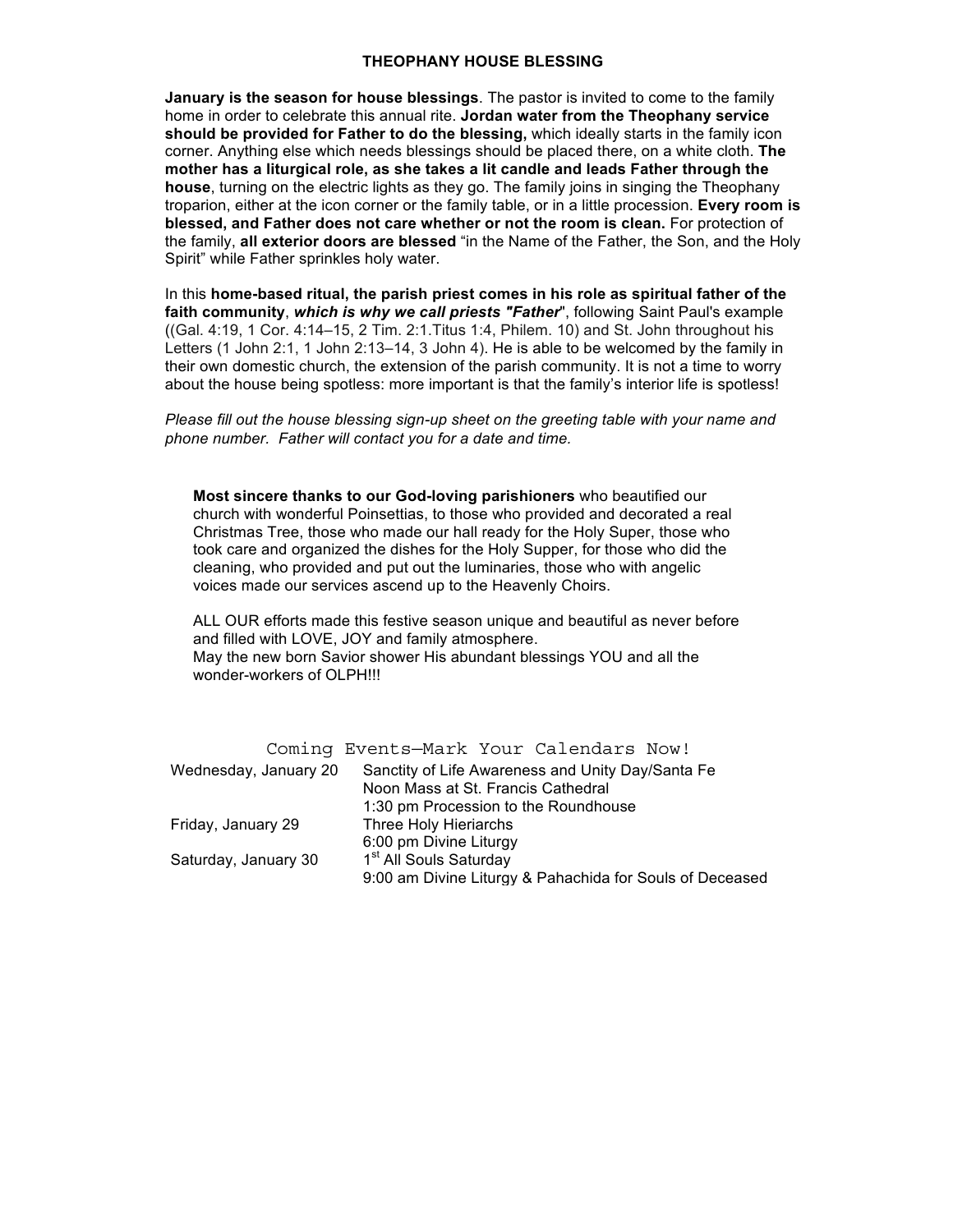## THEOPHANY HOUSE BLESSING

**January is the season for house blessings**. The pastor is invited to come to the family home in order to celebrate this annual rite. **Jordan water from the Theophany service should be provided for Father to do the blessing,** which ideally starts in the family icon corner. Anything else which needs blessings should be placed there, on a white cloth. **The mother has a liturgical role, as she takes a lit candle and leads Father through the house**, turning on the electric lights as they go. The family joins in singing the Theophany troparion, either at the icon corner or the family table, or in a little procession. **Every room is blessed, and Father does not care whether or not the room is clean.** For protection of the family, **all exterior doors are blessed** "in the Name of the Father, the Son, and the Holy Spirit" while Father sprinkles holy water.

In this **home-based ritual, the parish priest comes in his role as spiritual father of the faith community**, ***which is why we call priests "Father***", following Saint Paul's example ((Gal. 4:19, 1 Cor. 4:14–15, 2 Tim. 2:1.Titus 1:4, Philem. 10) and St. John throughout his Letters (1 John 2:1, 1 John 2:13–14, 3 John 4). He is able to be welcomed by the family in their own domestic church, the extension of the parish community. It is not a time to worry about the house being spotless: more important is that the family's interior life is spotless!

*Please fill out the house blessing sign-up sheet on the greeting table with your name and phone number. Father will contact you for a date and time.*

**Most sincere thanks to our God-loving parishioners** who beautified our church with wonderful Poinsettias, to those who provided and decorated a real Christmas Tree, those who made our hall ready for the Holy Super, those who took care and organized the dishes for the Holy Supper, for those who did the cleaning, who provided and put out the luminaries, those who with angelic voices made our services ascend up to the Heavenly Choirs.

ALL OUR efforts made this festive season unique and beautiful as never before and filled with LOVE, JOY and family atmosphere.
May the new born Savior shower His abundant blessings YOU and all the wonder-workers of OLPH!!!

### Coming Events—Mark Your Calendars Now!

| | |
|---|---|
| Wednesday, January 20 | Sanctity of Life Awareness and Unity Day/Santa Fe<br>Noon Mass at St. Francis Cathedral<br>1:30 pm Procession to the Roundhouse |
| Friday, January 29 | Three Holy Hieriarchs<br>6:00 pm Divine Liturgy |
| Saturday, January 30 | 1st All Souls Saturday<br>9:00 am Divine Liturgy & Pahachida for Souls of Deceased |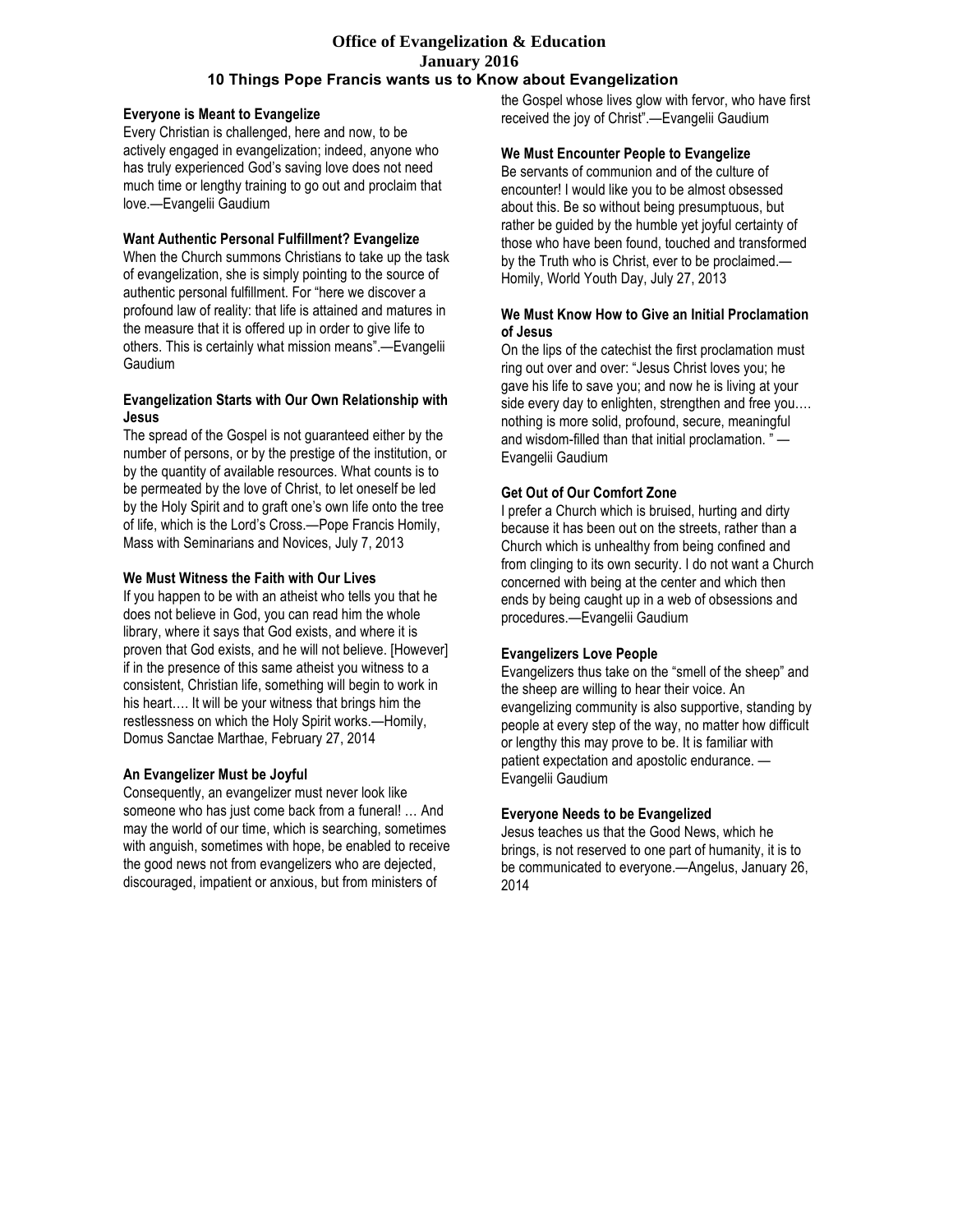# Office of Evangelization & Education
## January 2016
## 10 Things Pope Francis wants us to Know about Evangelization

**Everyone is Meant to Evangelize**

Every Christian is challenged, here and now, to be actively engaged in evangelization; indeed, anyone who has truly experienced God's saving love does not need much time or lengthy training to go out and proclaim that love.—Evangelii Gaudium

**Want Authentic Personal Fulfillment? Evangelize**

When the Church summons Christians to take up the task of evangelization, she is simply pointing to the source of authentic personal fulfillment. For "here we discover a profound law of reality: that life is attained and matures in the measure that it is offered up in order to give life to others. This is certainly what mission means".—Evangelii Gaudium

**Evangelization Starts with Our Own Relationship with Jesus**

The spread of the Gospel is not guaranteed either by the number of persons, or by the prestige of the institution, or by the quantity of available resources. What counts is to be permeated by the love of Christ, to let oneself be led by the Holy Spirit and to graft one's own life onto the tree of life, which is the Lord's Cross.—Pope Francis Homily, Mass with Seminarians and Novices, July 7, 2013

**We Must Witness the Faith with Our Lives**

If you happen to be with an atheist who tells you that he does not believe in God, you can read him the whole library, where it says that God exists, and where it is proven that God exists, and he will not believe. [However] if in the presence of this same atheist you witness to a consistent, Christian life, something will begin to work in his heart…. It will be your witness that brings him the restlessness on which the Holy Spirit works.—Homily, Domus Sanctae Marthae, February 27, 2014

**An Evangelizer Must be Joyful**

Consequently, an evangelizer must never look like someone who has just come back from a funeral! … And may the world of our time, which is searching, sometimes with anguish, sometimes with hope, be enabled to receive the good news not from evangelizers who are dejected, discouraged, impatient or anxious, but from ministers of the Gospel whose lives glow with fervor, who have first received the joy of Christ".—Evangelii Gaudium

**We Must Encounter People to Evangelize**

Be servants of communion and of the culture of encounter! I would like you to be almost obsessed about this. Be so without being presumptuous, but rather be guided by the humble yet joyful certainty of those who have been found, touched and transformed by the Truth who is Christ, ever to be proclaimed.—Homily, World Youth Day, July 27, 2013

**We Must Know How to Give an Initial Proclamation of Jesus**

On the lips of the catechist the first proclamation must ring out over and over: "Jesus Christ loves you; he gave his life to save you; and now he is living at your side every day to enlighten, strengthen and free you…. nothing is more solid, profound, secure, meaningful and wisdom-filled than that initial proclamation. " —Evangelii Gaudium

**Get Out of Our Comfort Zone**

I prefer a Church which is bruised, hurting and dirty because it has been out on the streets, rather than a Church which is unhealthy from being confined and from clinging to its own security. I do not want a Church concerned with being at the center and which then ends by being caught up in a web of obsessions and procedures.—Evangelii Gaudium

**Evangelizers Love People**

Evangelizers thus take on the "smell of the sheep" and the sheep are willing to hear their voice. An evangelizing community is also supportive, standing by people at every step of the way, no matter how difficult or lengthy this may prove to be. It is familiar with patient expectation and apostolic endurance. —Evangelii Gaudium

**Everyone Needs to be Evangelized**

Jesus teaches us that the Good News, which he brings, is not reserved to one part of humanity, it is to be communicated to everyone.—Angelus, January 26, 2014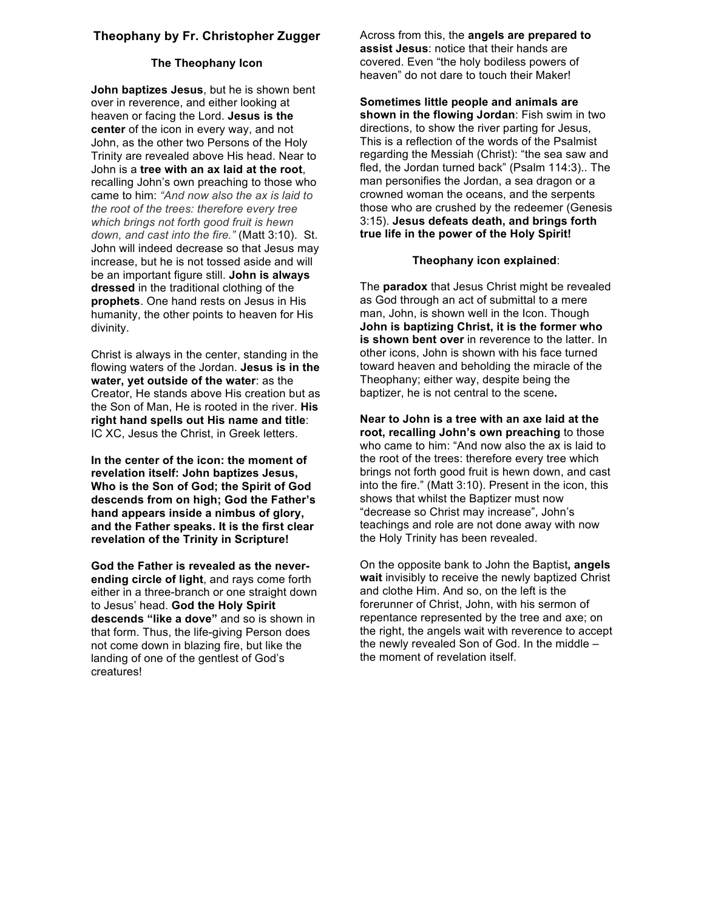## Theophany by Fr. Christopher Zugger

### The Theophany Icon

**John baptizes Jesus**, but he is shown bent over in reverence, and either looking at heaven or facing the Lord. **Jesus is the center** of the icon in every way, and not John, as the other two Persons of the Holy Trinity are revealed above His head. Near to John is a **tree with an ax laid at the root**, recalling John's own preaching to those who came to him: *"And now also the ax is laid to the root of the trees: therefore every tree which brings not forth good fruit is hewn down, and cast into the fire."* (Matt 3:10). St. John will indeed decrease so that Jesus may increase, but he is not tossed aside and will be an important figure still. **John is always dressed** in the traditional clothing of the **prophets**. One hand rests on Jesus in His humanity, the other points to heaven for His divinity.

Christ is always in the center, standing in the flowing waters of the Jordan. **Jesus is in the water, yet outside of the water**: as the Creator, He stands above His creation but as the Son of Man, He is rooted in the river. **His right hand spells out His name and title**: IC XC, Jesus the Christ, in Greek letters.

**In the center of the icon: the moment of revelation itself: John baptizes Jesus, Who is the Son of God; the Spirit of God descends from on high; God the Father's hand appears inside a nimbus of glory, and the Father speaks. It is the first clear revelation of the Trinity in Scripture!**

**God the Father is revealed as the never-ending circle of light**, and rays come forth either in a three-branch or one straight down to Jesus' head. **God the Holy Spirit descends "like a dove"** and so is shown in that form. Thus, the life-giving Person does not come down in blazing fire, but like the landing of one of the gentlest of God's creatures!

Across from this, the **angels are prepared to assist Jesus**: notice that their hands are covered. Even "the holy bodiless powers of heaven" do not dare to touch their Maker!

**Sometimes little people and animals are shown in the flowing Jordan**: Fish swim in two directions, to show the river parting for Jesus, This is a reflection of the words of the Psalmist regarding the Messiah (Christ): "the sea saw and fled, the Jordan turned back" (Psalm 114:3).. The man personifies the Jordan, a sea dragon or a crowned woman the oceans, and the serpents those who are crushed by the redeemer (Genesis 3:15). **Jesus defeats death, and brings forth true life in the power of the Holy Spirit!**

### **Theophany icon explained**:

The **paradox** that Jesus Christ might be revealed as God through an act of submittal to a mere man, John, is shown well in the Icon. Though **John is baptizing Christ, it is the former who is shown bent over** in reverence to the latter. In other icons, John is shown with his face turned toward heaven and beholding the miracle of the Theophany; either way, despite being the baptizer, he is not central to the scene**.**

**Near to John is a tree with an axe laid at the root, recalling John's own preaching** to those who came to him: "And now also the ax is laid to the root of the trees: therefore every tree which brings not forth good fruit is hewn down, and cast into the fire." (Matt 3:10). Present in the icon, this shows that whilst the Baptizer must now "decrease so Christ may increase", John's teachings and role are not done away with now the Holy Trinity has been revealed.

On the opposite bank to John the Baptist**, angels wait** invisibly to receive the newly baptized Christ and clothe Him. And so, on the left is the forerunner of Christ, John, with his sermon of repentance represented by the tree and axe; on the right, the angels wait with reverence to accept the newly revealed Son of God. In the middle – the moment of revelation itself.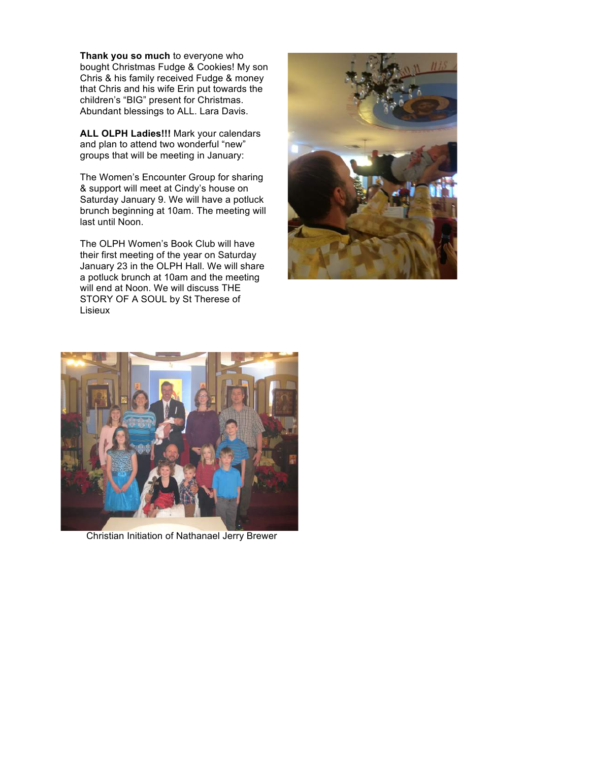**Thank you so much** to everyone who bought Christmas Fudge & Cookies! My son Chris & his family received Fudge & money that Chris and his wife Erin put towards the children's "BIG" present for Christmas. Abundant blessings to ALL. Lara Davis.

**ALL OLPH Ladies!!!** Mark your calendars and plan to attend two wonderful "new" groups that will be meeting in January:

The Women's Encounter Group for sharing & support will meet at Cindy's house on Saturday January 9. We will have a potluck brunch beginning at 10am. The meeting will last until Noon.

The OLPH Women's Book Club will have their first meeting of the year on Saturday January 23 in the OLPH Hall. We will share a potluck brunch at 10am and the meeting will end at Noon. We will discuss THE STORY OF A SOUL by St Therese of Lisieux

Christian Initiation of Nathanael Jerry Brewer